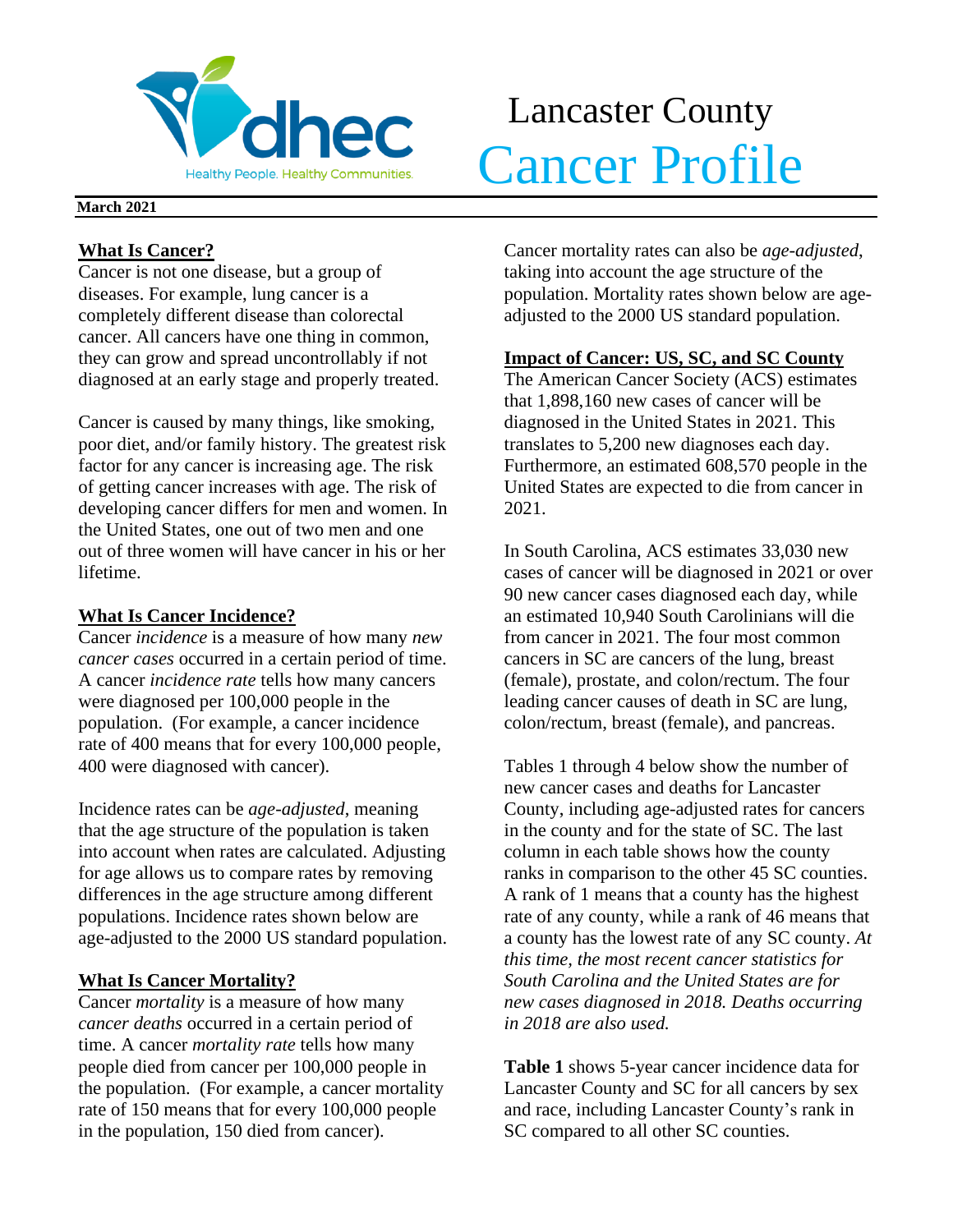# Lancaster County Cancer Profile

**March 2021**

## What Is Cancer?

Cancer is not one disease, but a group of diseases. For example, lung cancer is a completely different disease than colorectal cancer. All cancers have one thing in common, they can grow and spread uncontrollably if not diagnosed at an early stage and properly treated.

Cancer is caused by many things, like smoking, poor diet, and/or family history. The greatest risk factor for any cancer is increasing age. The risk of getting cancer increases with age. The risk of developing cancer differs for men and women. In the United States, one out of two men and one out of three women will have cancer in his or her lifetime.

## What Is Cancer Incidence?

Cancer *incidence* is a measure of how many *new cancer cases* occurred in a certain period of time. A cancer *incidence rate* tells how many cancers were diagnosed per 100,000 people in the population. (For example, a cancer incidence rate of 400 means that for every 100,000 people, 400 were diagnosed with cancer).

Incidence rates can be *age-adjusted*, meaning that the age structure of the population is taken into account when rates are calculated. Adjusting for age allows us to compare rates by removing differences in the age structure among different populations. Incidence rates shown below are age-adjusted to the 2000 US standard population.

## What Is Cancer Mortality?

Cancer *mortality* is a measure of how many *cancer deaths* occurred in a certain period of time. A cancer *mortality rate* tells how many people died from cancer per 100,000 people in the population. (For example, a cancer mortality rate of 150 means that for every 100,000 people in the population, 150 died from cancer).

Cancer mortality rates can also be *age-adjusted*, taking into account the age structure of the population. Mortality rates shown below are age-adjusted to the 2000 US standard population.

## Impact of Cancer: US, SC, and SC County

The American Cancer Society (ACS) estimates that 1,898,160 new cases of cancer will be diagnosed in the United States in 2021. This translates to 5,200 new diagnoses each day. Furthermore, an estimated 608,570 people in the United States are expected to die from cancer in 2021.

In South Carolina, ACS estimates 33,030 new cases of cancer will be diagnosed in 2021 or over 90 new cancer cases diagnosed each day, while an estimated 10,940 South Carolinians will die from cancer in 2021. The four most common cancers in SC are cancers of the lung, breast (female), prostate, and colon/rectum. The four leading cancer causes of death in SC are lung, colon/rectum, breast (female), and pancreas.

Tables 1 through 4 below show the number of new cancer cases and deaths for Lancaster County, including age-adjusted rates for cancers in the county and for the state of SC. The last column in each table shows how the county ranks in comparison to the other 45 SC counties. A rank of 1 means that a county has the highest rate of any county, while a rank of 46 means that a county has the lowest rate of any SC county. *At this time, the most recent cancer statistics for South Carolina and the United States are for new cases diagnosed in 2018. Deaths occurring in 2018 are also used.*

**Table 1** shows 5-year cancer incidence data for Lancaster County and SC for all cancers by sex and race, including Lancaster County's rank in SC compared to all other SC counties.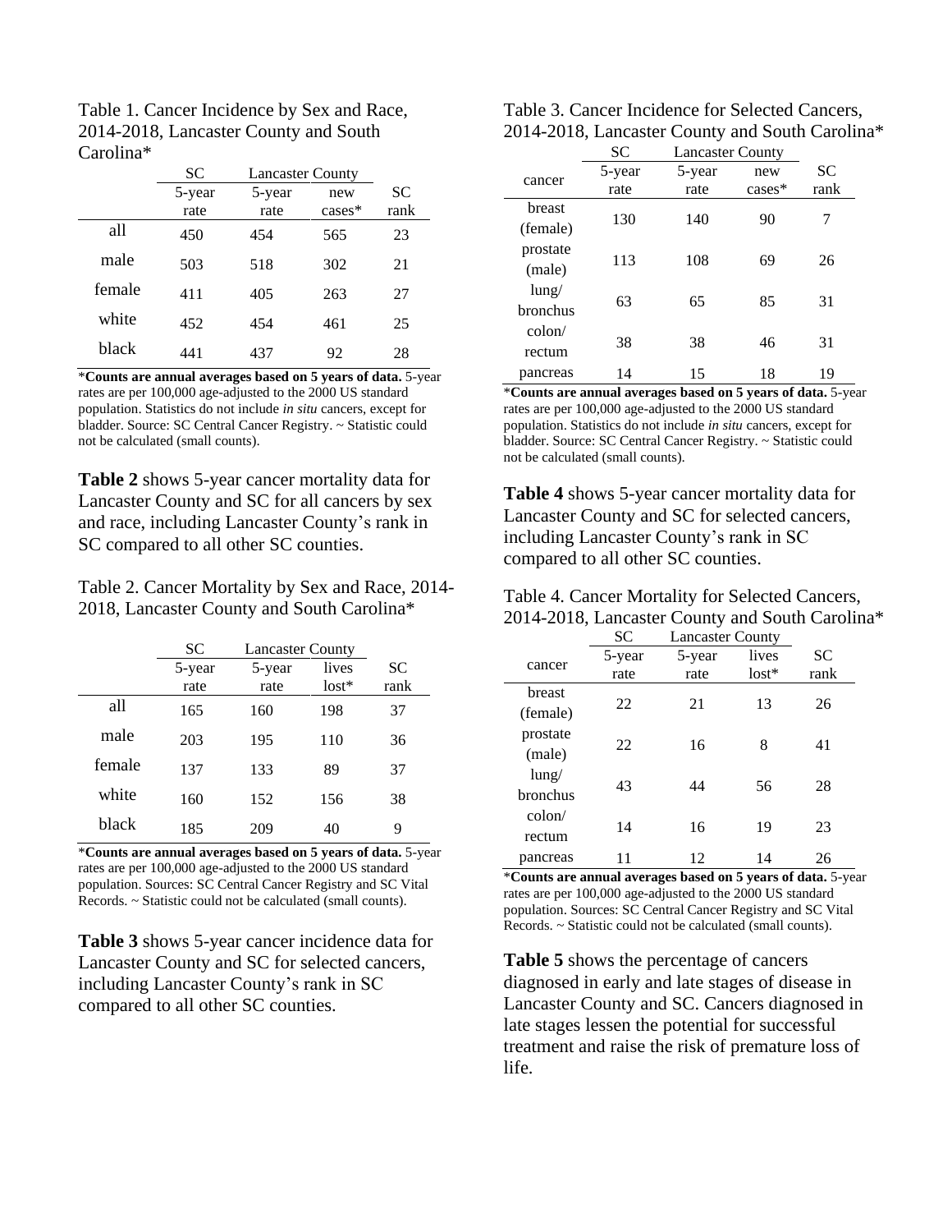Table 1. Cancer Incidence by Sex and Race, 2014-2018, Lancaster County and South Carolina*

| | SC | Lancaster County | | |
|---|---|---|---|---|
| | 5-year rate | 5-year rate | new cases* | SC rank |
| all | 450 | 454 | 565 | 23 |
| male | 503 | 518 | 302 | 21 |
| female | 411 | 405 | 263 | 27 |
| white | 452 | 454 | 461 | 25 |
| black | 441 | 437 | 92 | 28 |

***Counts are annual averages based on 5 years of data.** 5-year rates are per 100,000 age-adjusted to the 2000 US standard population. Statistics do not include *in situ* cancers, except for bladder. Source: SC Central Cancer Registry. ~ Statistic could not be calculated (small counts).

**Table 2** shows 5-year cancer mortality data for Lancaster County and SC for all cancers by sex and race, including Lancaster County's rank in SC compared to all other SC counties.

Table 2. Cancer Mortality by Sex and Race, 2014-2018, Lancaster County and South Carolina*

| | SC | Lancaster County | | |
|---|---|---|---|---|
| | 5-year rate | 5-year rate | lives lost* | SC rank |
| all | 165 | 160 | 198 | 37 |
| male | 203 | 195 | 110 | 36 |
| female | 137 | 133 | 89 | 37 |
| white | 160 | 152 | 156 | 38 |
| black | 185 | 209 | 40 | 9 |

***Counts are annual averages based on 5 years of data.** 5-year rates are per 100,000 age-adjusted to the 2000 US standard population. Sources: SC Central Cancer Registry and SC Vital Records. ~ Statistic could not be calculated (small counts).

**Table 3** shows 5-year cancer incidence data for Lancaster County and SC for selected cancers, including Lancaster County's rank in SC compared to all other SC counties.

Table 3. Cancer Incidence for Selected Cancers, 2014-2018, Lancaster County and South Carolina*

| | SC | Lancaster County | | |
|---|---|---|---|---|
| cancer | 5-year rate | 5-year rate | new cases* | SC rank |
| breast (female) | 130 | 140 | 90 | 7 |
| prostate (male) | 113 | 108 | 69 | 26 |
| lung/ bronchus | 63 | 65 | 85 | 31 |
| colon/ rectum | 38 | 38 | 46 | 31 |
| pancreas | 14 | 15 | 18 | 19 |

***Counts are annual averages based on 5 years of data.** 5-year rates are per 100,000 age-adjusted to the 2000 US standard population. Statistics do not include *in situ* cancers, except for bladder. Source: SC Central Cancer Registry. ~ Statistic could not be calculated (small counts).

**Table 4** shows 5-year cancer mortality data for Lancaster County and SC for selected cancers, including Lancaster County's rank in SC compared to all other SC counties.

Table 4. Cancer Mortality for Selected Cancers, 2014-2018, Lancaster County and South Carolina*

| | SC | Lancaster County | | |
|---|---|---|---|---|
| cancer | 5-year rate | 5-year rate | lives lost* | SC rank |
| breast (female) | 22 | 21 | 13 | 26 |
| prostate (male) | 22 | 16 | 8 | 41 |
| lung/ bronchus | 43 | 44 | 56 | 28 |
| colon/ rectum | 14 | 16 | 19 | 23 |
| pancreas | 11 | 12 | 14 | 26 |

***Counts are annual averages based on 5 years of data.** 5-year rates are per 100,000 age-adjusted to the 2000 US standard population. Sources: SC Central Cancer Registry and SC Vital Records. ~ Statistic could not be calculated (small counts).

**Table 5** shows the percentage of cancers diagnosed in early and late stages of disease in Lancaster County and SC. Cancers diagnosed in late stages lessen the potential for successful treatment and raise the risk of premature loss of life.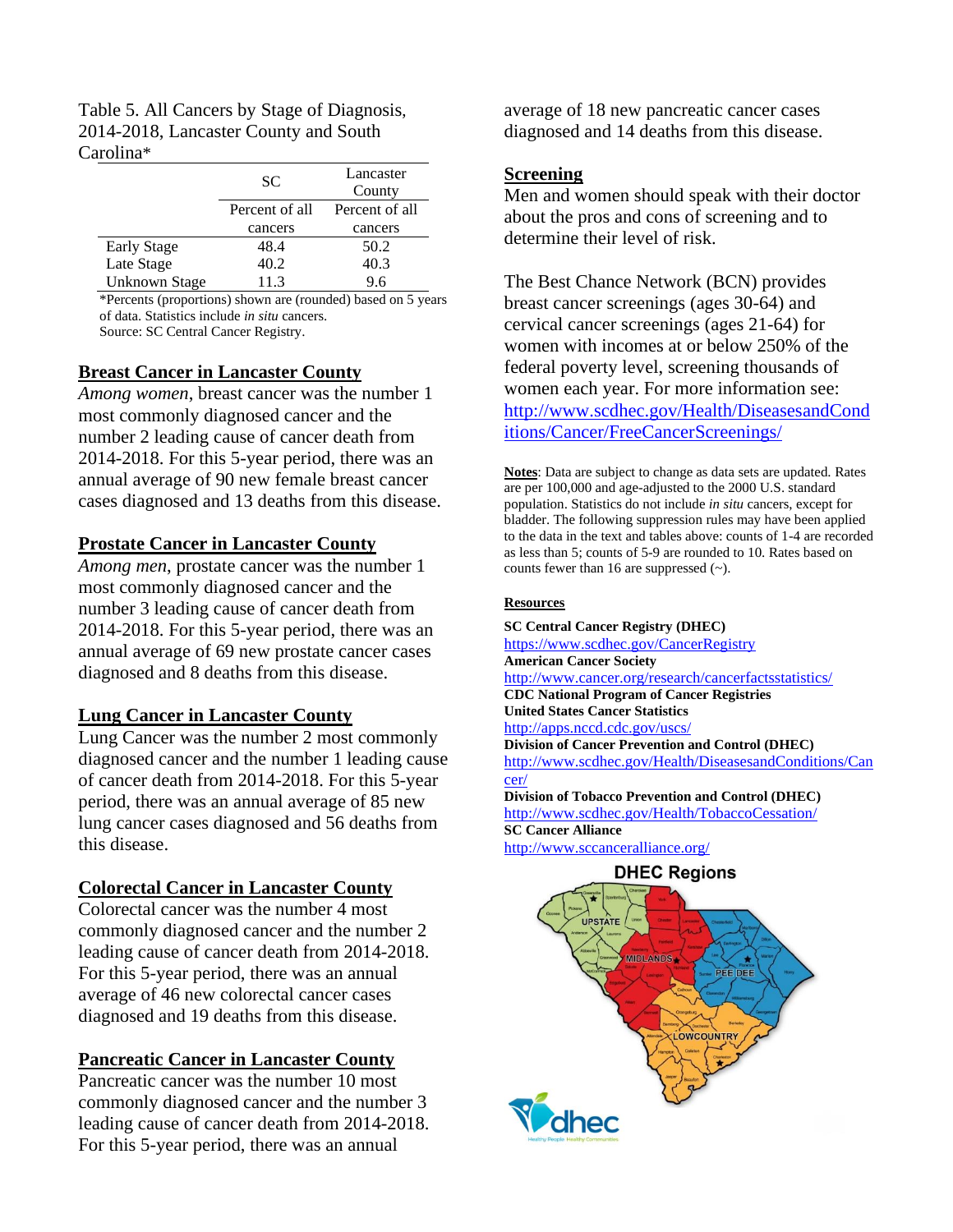Table 5. All Cancers by Stage of Diagnosis, 2014-2018, Lancaster County and South Carolina*

| | SC | Lancaster County |
|---|---|---|
| | Percent of all cancers | Percent of all cancers |
| Early Stage | 48.4 | 50.2 |
| Late Stage | 40.2 | 40.3 |
| Unknown Stage | 11.3 | 9.6 |

*Percents (proportions) shown are (rounded) based on 5 years of data. Statistics include *in situ* cancers.
Source: SC Central Cancer Registry.

## Breast Cancer in Lancaster County

*Among women*, breast cancer was the number 1 most commonly diagnosed cancer and the number 2 leading cause of cancer death from 2014-2018. For this 5-year period, there was an annual average of 90 new female breast cancer cases diagnosed and 13 deaths from this disease.

## Prostate Cancer in Lancaster County

*Among men*, prostate cancer was the number 1 most commonly diagnosed cancer and the number 3 leading cause of cancer death from 2014-2018. For this 5-year period, there was an annual average of 69 new prostate cancer cases diagnosed and 8 deaths from this disease.

## Lung Cancer in Lancaster County

Lung Cancer was the number 2 most commonly diagnosed cancer and the number 1 leading cause of cancer death from 2014-2018. For this 5-year period, there was an annual average of 85 new lung cancer cases diagnosed and 56 deaths from this disease.

## Colorectal Cancer in Lancaster County

Colorectal cancer was the number 4 most commonly diagnosed cancer and the number 2 leading cause of cancer death from 2014-2018. For this 5-year period, there was an annual average of 46 new colorectal cancer cases diagnosed and 19 deaths from this disease.

## Pancreatic Cancer in Lancaster County

Pancreatic cancer was the number 10 most commonly diagnosed cancer and the number 3 leading cause of cancer death from 2014-2018. For this 5-year period, there was an annual average of 18 new pancreatic cancer cases diagnosed and 14 deaths from this disease.

## Screening

Men and women should speak with their doctor about the pros and cons of screening and to determine their level of risk.

The Best Chance Network (BCN) provides breast cancer screenings (ages 30-64) and cervical cancer screenings (ages 21-64) for women with incomes at or below 250% of the federal poverty level, screening thousands of women each year. For more information see: http://www.scdhec.gov/Health/DiseasesandConditions/Cancer/FreeCancerScreenings/

**Notes**: Data are subject to change as data sets are updated. Rates are per 100,000 and age-adjusted to the 2000 U.S. standard population. Statistics do not include *in situ* cancers, except for bladder. The following suppression rules may have been applied to the data in the text and tables above: counts of 1-4 are recorded as less than 5; counts of 5-9 are rounded to 10. Rates based on counts fewer than 16 are suppressed (~).

**Resources**

**SC Central Cancer Registry (DHEC)**
https://www.scdhec.gov/CancerRegistry
**American Cancer Society**
http://www.cancer.org/research/cancerfactsstatistics/
**CDC National Program of Cancer Registries**
**United States Cancer Statistics**
http://apps.nccd.cdc.gov/uscs/
**Division of Cancer Prevention and Control (DHEC)**
http://www.scdhec.gov/Health/DiseasesandConditions/Cancer/
**Division of Tobacco Prevention and Control (DHEC)**
http://www.scdhec.gov/Health/TobaccoCessation/
**SC Cancer Alliance**
http://www.sccanceralliance.org/

DHEC Regions

UPSTATE
MIDLANDS
PEE DEE
LOWCOUNTRY

dhec
Healthy People Healthy Communities